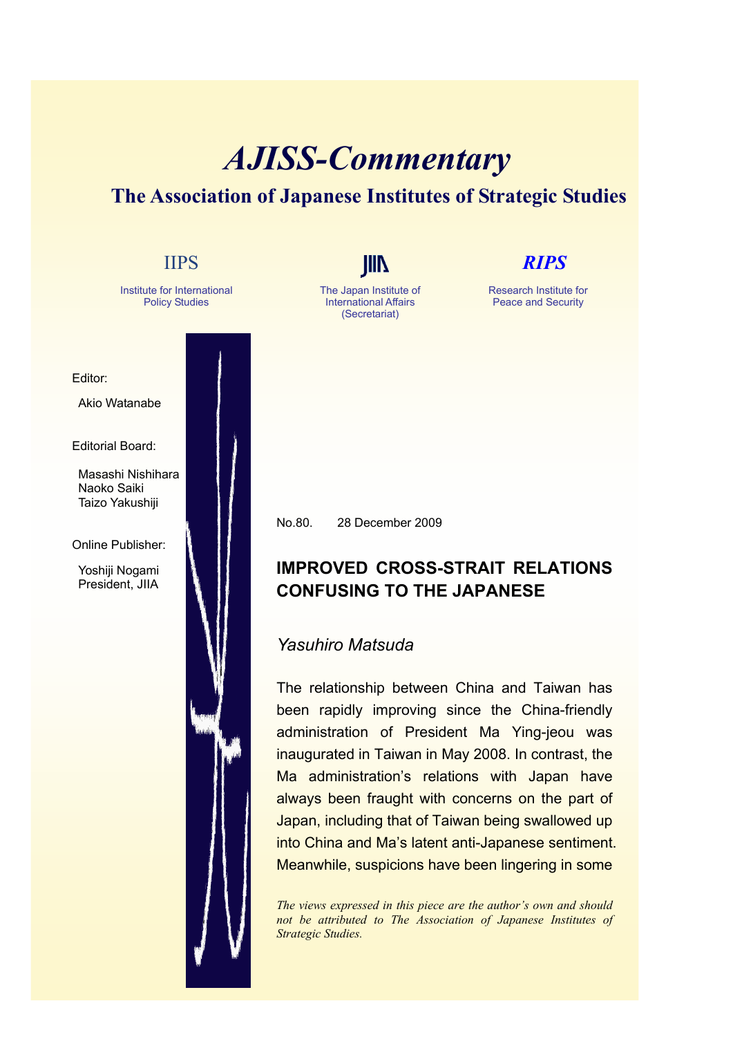# *AJISS-Commentary*

## The Association of Japanese Institutes of Strategic Studies

IIPS
Institute for International Policy Studies

JIIA
The Japan Institute of International Affairs (Secretariat)

*RIPS*
Research Institute for Peace and Security

Editor:

Akio Watanabe

Editorial Board:

Masashi Nishihara
Naoko Saiki
Taizo Yakushiji

Online Publisher:

Yoshiji Nogami
President, JIIA

No.80. 28 December 2009

### IMPROVED CROSS-STRAIT RELATIONS CONFUSING TO THE JAPANESE

*Yasuhiro Matsuda*

The relationship between China and Taiwan has been rapidly improving since the China-friendly administration of President Ma Ying-jeou was inaugurated in Taiwan in May 2008. In contrast, the Ma administration's relations with Japan have always been fraught with concerns on the part of Japan, including that of Taiwan being swallowed up into China and Ma's latent anti-Japanese sentiment. Meanwhile, suspicions have been lingering in some

*The views expressed in this piece are the author's own and should not be attributed to The Association of Japanese Institutes of Strategic Studies.*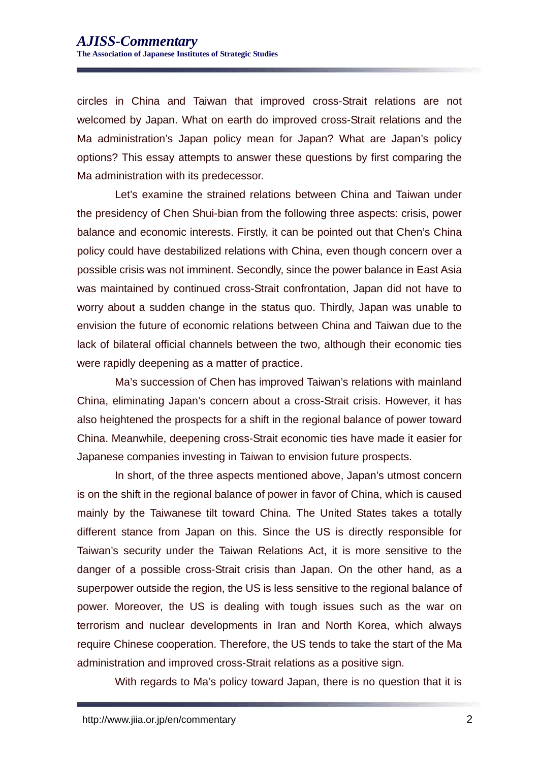circles in China and Taiwan that improved cross-Strait relations are not welcomed by Japan. What on earth do improved cross-Strait relations and the Ma administration's Japan policy mean for Japan? What are Japan's policy options? This essay attempts to answer these questions by first comparing the Ma administration with its predecessor.

Let's examine the strained relations between China and Taiwan under the presidency of Chen Shui-bian from the following three aspects: crisis, power balance and economic interests. Firstly, it can be pointed out that Chen's China policy could have destabilized relations with China, even though concern over a possible crisis was not imminent. Secondly, since the power balance in East Asia was maintained by continued cross-Strait confrontation, Japan did not have to worry about a sudden change in the status quo. Thirdly, Japan was unable to envision the future of economic relations between China and Taiwan due to the lack of bilateral official channels between the two, although their economic ties were rapidly deepening as a matter of practice.

Ma's succession of Chen has improved Taiwan's relations with mainland China, eliminating Japan's concern about a cross-Strait crisis. However, it has also heightened the prospects for a shift in the regional balance of power toward China. Meanwhile, deepening cross-Strait economic ties have made it easier for Japanese companies investing in Taiwan to envision future prospects.

In short, of the three aspects mentioned above, Japan's utmost concern is on the shift in the regional balance of power in favor of China, which is caused mainly by the Taiwanese tilt toward China. The United States takes a totally different stance from Japan on this. Since the US is directly responsible for Taiwan's security under the Taiwan Relations Act, it is more sensitive to the danger of a possible cross-Strait crisis than Japan. On the other hand, as a superpower outside the region, the US is less sensitive to the regional balance of power. Moreover, the US is dealing with tough issues such as the war on terrorism and nuclear developments in Iran and North Korea, which always require Chinese cooperation. Therefore, the US tends to take the start of the Ma administration and improved cross-Strait relations as a positive sign.

With regards to Ma's policy toward Japan, there is no question that it is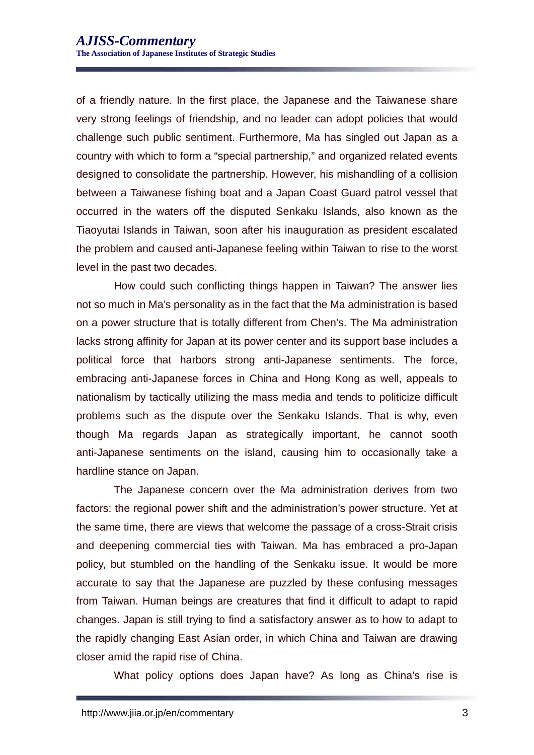of a friendly nature. In the first place, the Japanese and the Taiwanese share very strong feelings of friendship, and no leader can adopt policies that would challenge such public sentiment. Furthermore, Ma has singled out Japan as a country with which to form a "special partnership," and organized related events designed to consolidate the partnership. However, his mishandling of a collision between a Taiwanese fishing boat and a Japan Coast Guard patrol vessel that occurred in the waters off the disputed Senkaku Islands, also known as the Tiaoyutai Islands in Taiwan, soon after his inauguration as president escalated the problem and caused anti-Japanese feeling within Taiwan to rise to the worst level in the past two decades.

How could such conflicting things happen in Taiwan? The answer lies not so much in Ma's personality as in the fact that the Ma administration is based on a power structure that is totally different from Chen's. The Ma administration lacks strong affinity for Japan at its power center and its support base includes a political force that harbors strong anti-Japanese sentiments. The force, embracing anti-Japanese forces in China and Hong Kong as well, appeals to nationalism by tactically utilizing the mass media and tends to politicize difficult problems such as the dispute over the Senkaku Islands. That is why, even though Ma regards Japan as strategically important, he cannot sooth anti-Japanese sentiments on the island, causing him to occasionally take a hardline stance on Japan.

The Japanese concern over the Ma administration derives from two factors: the regional power shift and the administration's power structure. Yet at the same time, there are views that welcome the passage of a cross-Strait crisis and deepening commercial ties with Taiwan. Ma has embraced a pro-Japan policy, but stumbled on the handling of the Senkaku issue. It would be more accurate to say that the Japanese are puzzled by these confusing messages from Taiwan. Human beings are creatures that find it difficult to adapt to rapid changes. Japan is still trying to find a satisfactory answer as to how to adapt to the rapidly changing East Asian order, in which China and Taiwan are drawing closer amid the rapid rise of China.

What policy options does Japan have? As long as China's rise is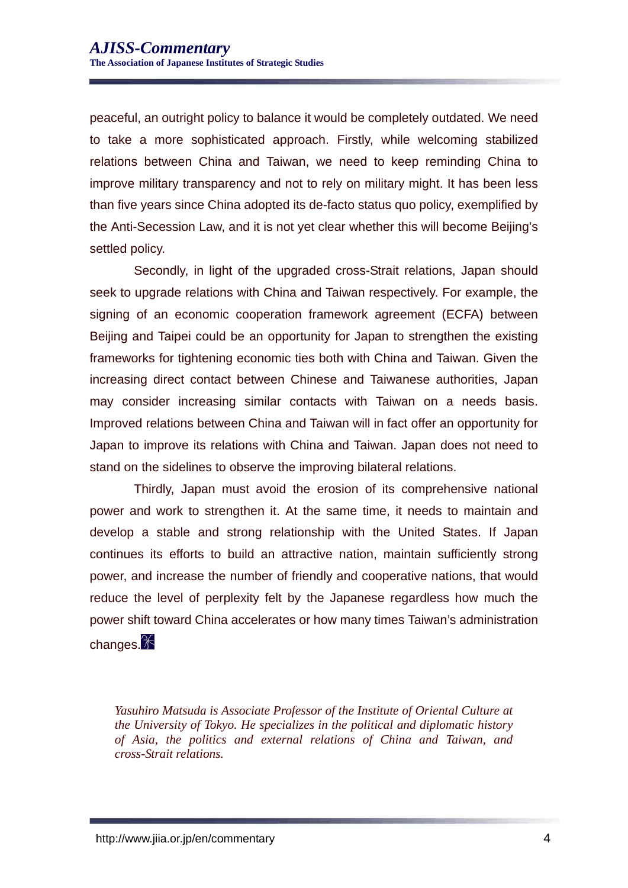peaceful, an outright policy to balance it would be completely outdated. We need to take a more sophisticated approach. Firstly, while welcoming stabilized relations between China and Taiwan, we need to keep reminding China to improve military transparency and not to rely on military might. It has been less than five years since China adopted its de-facto status quo policy, exemplified by the Anti-Secession Law, and it is not yet clear whether this will become Beijing's settled policy.

Secondly, in light of the upgraded cross-Strait relations, Japan should seek to upgrade relations with China and Taiwan respectively. For example, the signing of an economic cooperation framework agreement (ECFA) between Beijing and Taipei could be an opportunity for Japan to strengthen the existing frameworks for tightening economic ties both with China and Taiwan. Given the increasing direct contact between Chinese and Taiwanese authorities, Japan may consider increasing similar contacts with Taiwan on a needs basis. Improved relations between China and Taiwan will in fact offer an opportunity for Japan to improve its relations with China and Taiwan. Japan does not need to stand on the sidelines to observe the improving bilateral relations.

Thirdly, Japan must avoid the erosion of its comprehensive national power and work to strengthen it. At the same time, it needs to maintain and develop a stable and strong relationship with the United States. If Japan continues its efforts to build an attractive nation, maintain sufficiently strong power, and increase the number of friendly and cooperative nations, that would reduce the level of perplexity felt by the Japanese regardless how much the power shift toward China accelerates or how many times Taiwan's administration changes.

*Yasuhiro Matsuda is Associate Professor of the Institute of Oriental Culture at the University of Tokyo. He specializes in the political and diplomatic history of Asia, the politics and external relations of China and Taiwan, and cross-Strait relations.*